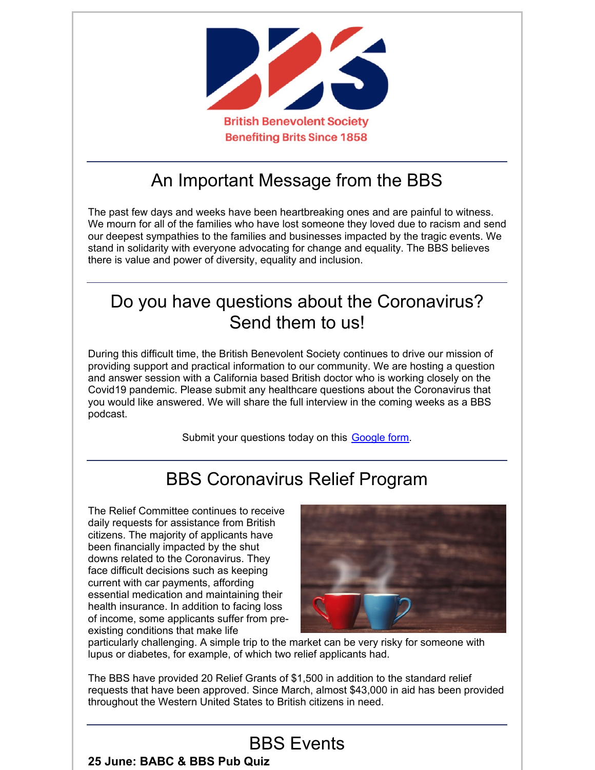British Benevolent Society
Benefiting Brits Since 1858

# An Important Message from the BBS

The past few days and weeks have been heartbreaking ones and are painful to witness. We mourn for all of the families who have lost someone they loved due to racism and send our deepest sympathies to the families and businesses impacted by the tragic events. We stand in solidarity with everyone advocating for change and equality. The BBS believes there is value and power of diversity, equality and inclusion.

# Do you have questions about the Coronavirus? Send them to us!

During this difficult time, the British Benevolent Society continues to drive our mission of providing support and practical information to our community. We are hosting a question and answer session with a California based British doctor who is working closely on the Covid19 pandemic. Please submit any healthcare questions about the Coronavirus that you would like answered. We will share the full interview in the coming weeks as a BBS podcast.

Submit your questions today on this [Google form](#).

# BBS Coronavirus Relief Program

The Relief Committee continues to receive daily requests for assistance from British citizens. The majority of applicants have been financially impacted by the shut downs related to the Coronavirus. They face difficult decisions such as keeping current with car payments, affording essential medication and maintaining their health insurance. In addition to facing loss of income, some applicants suffer from pre-existing conditions that make life particularly challenging. A simple trip to the market can be very risky for someone with lupus or diabetes, for example, of which two relief applicants had.

The BBS have provided 20 Relief Grants of $1,500 in addition to the standard relief requests that have been approved. Since March, almost $43,000 in aid has been provided throughout the Western United States to British citizens in need.

# BBS Events

**25 June: BABC & BBS Pub Quiz**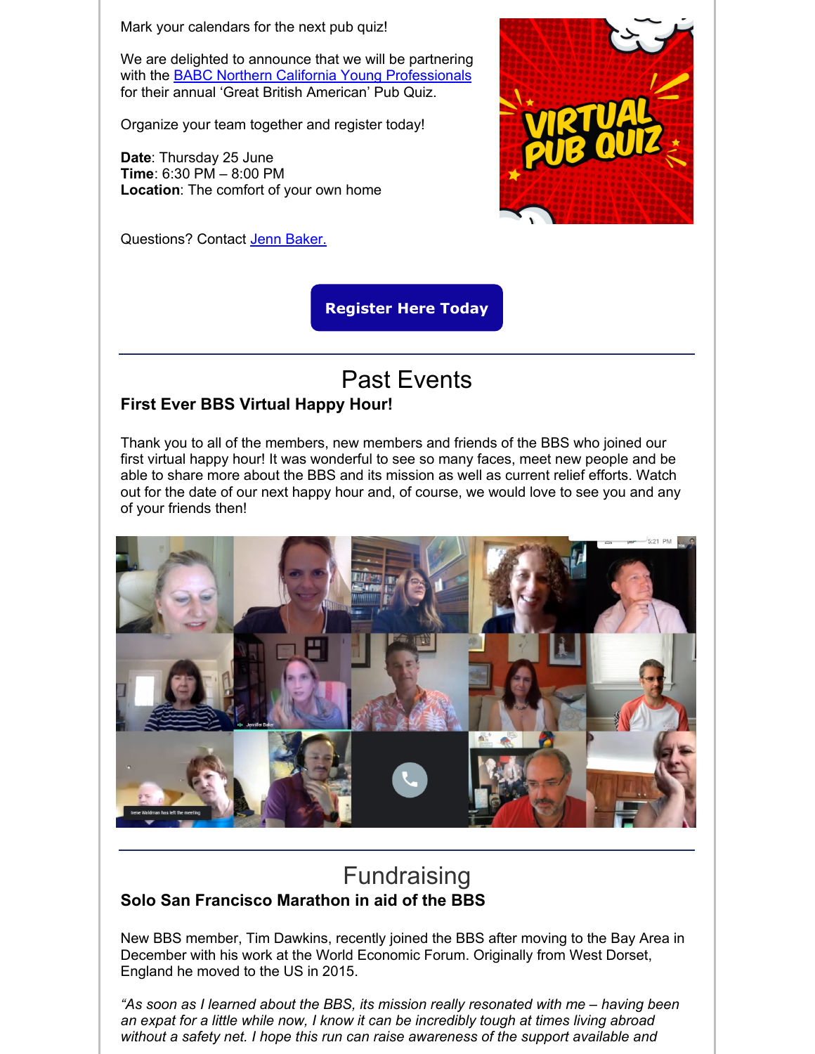Mark your calendars for the next pub quiz!

We are delighted to announce that we will be partnering with the BABC Northern California Young Professionals for their annual 'Great British American' Pub Quiz.

Organize your team together and register today!

**Date**: Thursday 25 June
**Time**: 6:30 PM – 8:00 PM
**Location**: The comfort of your own home

Questions? Contact Jenn Baker.

**Register Here Today**

---

# Past Events

### First Ever BBS Virtual Happy Hour!

Thank you to all of the members, new members and friends of the BBS who joined our first virtual happy hour! It was wonderful to see so many faces, meet new people and be able to share more about the BBS and its mission as well as current relief efforts. Watch out for the date of our next happy hour and, of course, we would love to see you and any of your friends then!

---

# Fundraising

### Solo San Francisco Marathon in aid of the BBS

New BBS member, Tim Dawkins, recently joined the BBS after moving to the Bay Area in December with his work at the World Economic Forum. Originally from West Dorset, England he moved to the US in 2015.

*"As soon as I learned about the BBS, its mission really resonated with me – having been an expat for a little while now, I know it can be incredibly tough at times living abroad without a safety net. I hope this run can raise awareness of the support available and*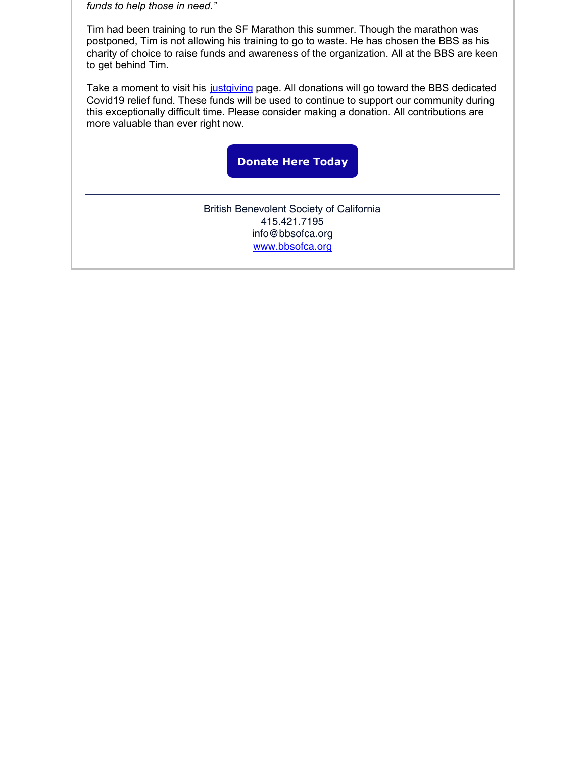*funds to help those in need."*

Tim had been training to run the SF Marathon this summer. Though the marathon was postponed, Tim is not allowing his training to go to waste. He has chosen the BBS as his charity of choice to raise funds and awareness of the organization. All at the BBS are keen to get behind Tim.

Take a moment to visit his justgiving page. All donations will go toward the BBS dedicated Covid19 relief fund. These funds will be used to continue to support our community during this exceptionally difficult time. Please consider making a donation. All contributions are more valuable than ever right now.

**Donate Here Today**

---

British Benevolent Society of California
415.421.7195
info@bbsofca.org
www.bbsofca.org